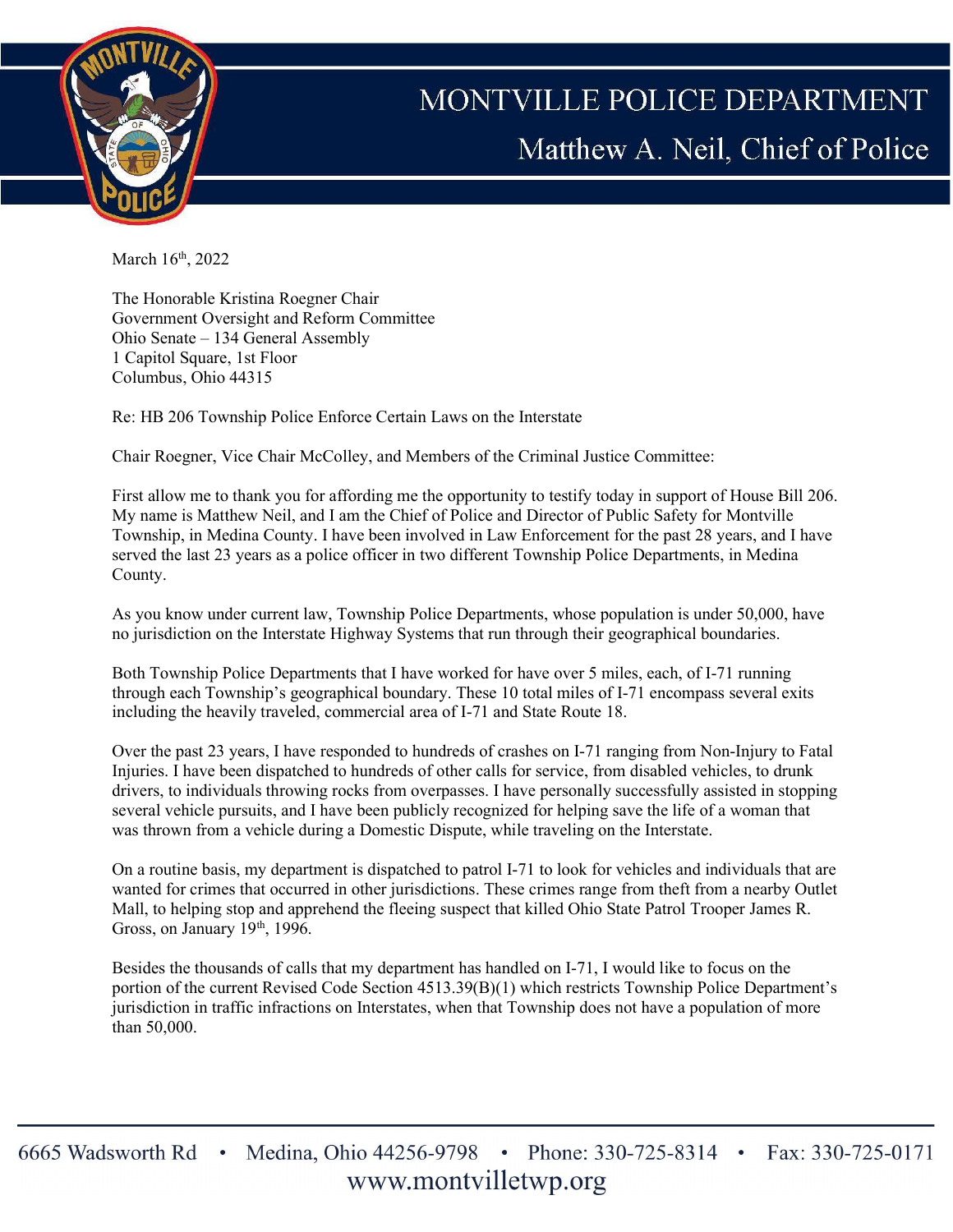# MONTVILLE POLICE DEPARTMENT

## Matthew A. Neil, Chief of Police

March 16th, 2022

The Honorable Kristina Roegner Chair
Government Oversight and Reform Committee
Ohio Senate – 134 General Assembly
1 Capitol Square, 1st Floor
Columbus, Ohio 44315

Re: HB 206 Township Police Enforce Certain Laws on the Interstate

Chair Roegner, Vice Chair McColley, and Members of the Criminal Justice Committee:

First allow me to thank you for affording me the opportunity to testify today in support of House Bill 206. My name is Matthew Neil, and I am the Chief of Police and Director of Public Safety for Montville Township, in Medina County. I have been involved in Law Enforcement for the past 28 years, and I have served the last 23 years as a police officer in two different Township Police Departments, in Medina County.

As you know under current law, Township Police Departments, whose population is under 50,000, have no jurisdiction on the Interstate Highway Systems that run through their geographical boundaries.

Both Township Police Departments that I have worked for have over 5 miles, each, of I-71 running through each Township's geographical boundary. These 10 total miles of I-71 encompass several exits including the heavily traveled, commercial area of I-71 and State Route 18.

Over the past 23 years, I have responded to hundreds of crashes on I-71 ranging from Non-Injury to Fatal Injuries. I have been dispatched to hundreds of other calls for service, from disabled vehicles, to drunk drivers, to individuals throwing rocks from overpasses. I have personally successfully assisted in stopping several vehicle pursuits, and I have been publicly recognized for helping save the life of a woman that was thrown from a vehicle during a Domestic Dispute, while traveling on the Interstate.

On a routine basis, my department is dispatched to patrol I-71 to look for vehicles and individuals that are wanted for crimes that occurred in other jurisdictions. These crimes range from theft from a nearby Outlet Mall, to helping stop and apprehend the fleeing suspect that killed Ohio State Patrol Trooper James R. Gross, on January 19th, 1996.

Besides the thousands of calls that my department has handled on I-71, I would like to focus on the portion of the current Revised Code Section 4513.39(B)(1) which restricts Township Police Department's jurisdiction in traffic infractions on Interstates, when that Township does not have a population of more than 50,000.

6665 Wadsworth Rd • Medina, Ohio 44256-9798 • Phone: 330-725-8314 • Fax: 330-725-0171
www.montvilletwp.org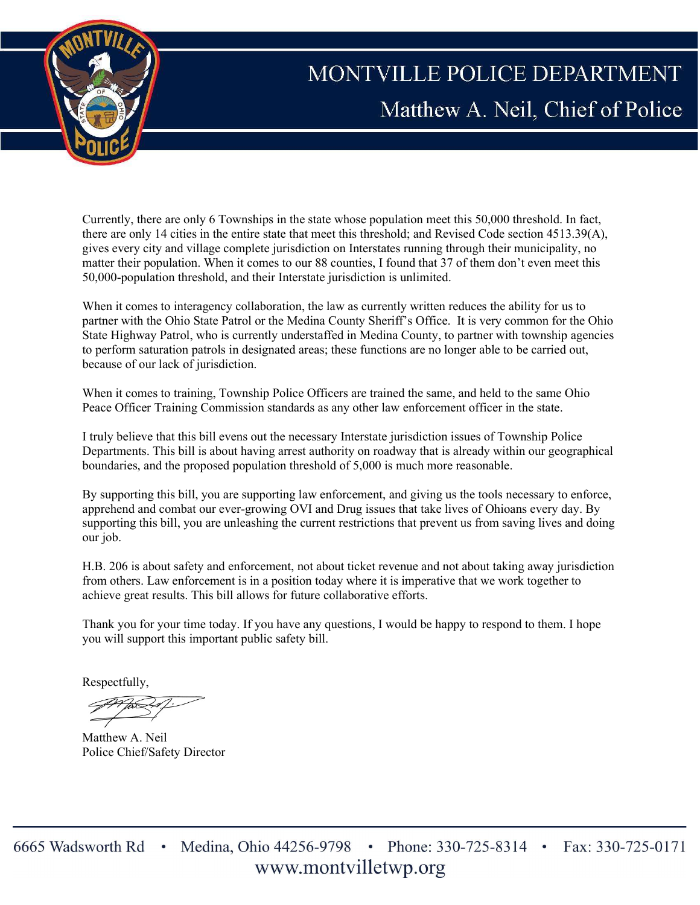# MONTVILLE POLICE DEPARTMENT

## Matthew A. Neil, Chief of Police

Currently, there are only 6 Townships in the state whose population meet this 50,000 threshold. In fact, there are only 14 cities in the entire state that meet this threshold; and Revised Code section 4513.39(A), gives every city and village complete jurisdiction on Interstates running through their municipality, no matter their population. When it comes to our 88 counties, I found that 37 of them don't even meet this 50,000-population threshold, and their Interstate jurisdiction is unlimited.

When it comes to interagency collaboration, the law as currently written reduces the ability for us to partner with the Ohio State Patrol or the Medina County Sheriff's Office. It is very common for the Ohio State Highway Patrol, who is currently understaffed in Medina County, to partner with township agencies to perform saturation patrols in designated areas; these functions are no longer able to be carried out, because of our lack of jurisdiction.

When it comes to training, Township Police Officers are trained the same, and held to the same Ohio Peace Officer Training Commission standards as any other law enforcement officer in the state.

I truly believe that this bill evens out the necessary Interstate jurisdiction issues of Township Police Departments. This bill is about having arrest authority on roadway that is already within our geographical boundaries, and the proposed population threshold of 5,000 is much more reasonable.

By supporting this bill, you are supporting law enforcement, and giving us the tools necessary to enforce, apprehend and combat our ever-growing OVI and Drug issues that take lives of Ohioans every day. By supporting this bill, you are unleashing the current restrictions that prevent us from saving lives and doing our job.

H.B. 206 is about safety and enforcement, not about ticket revenue and not about taking away jurisdiction from others. Law enforcement is in a position today where it is imperative that we work together to achieve great results. This bill allows for future collaborative efforts.

Thank you for your time today. If you have any questions, I would be happy to respond to them. I hope you will support this important public safety bill.

Respectfully,

Matthew A. Neil
Police Chief/Safety Director

6665 Wadsworth Rd • Medina, Ohio 44256-9798 • Phone: 330-725-8314 • Fax: 330-725-0171
www.montvilletwp.org